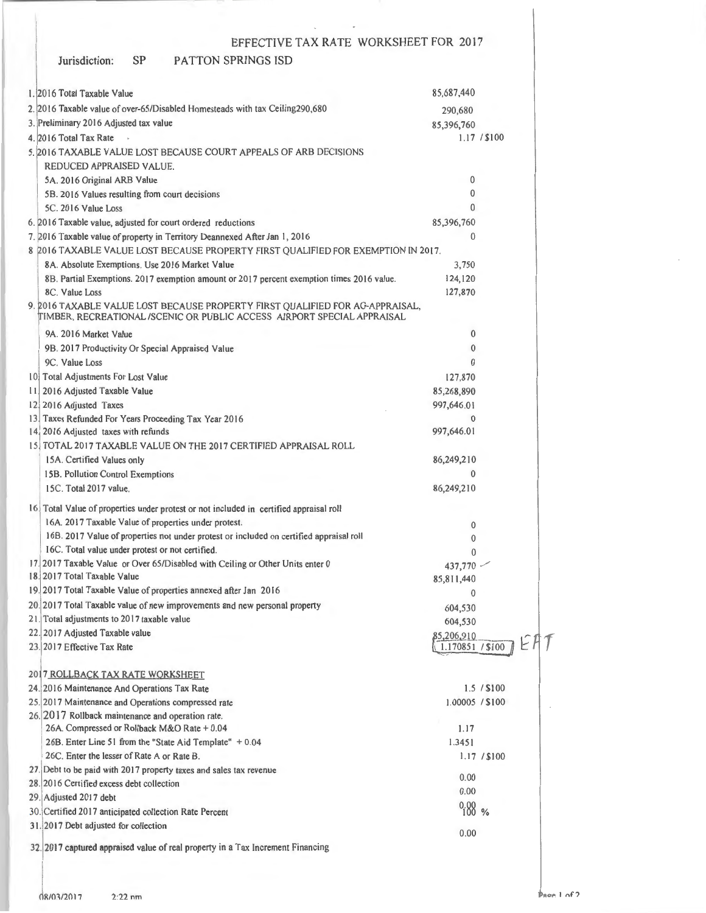# EFFECTIVE TAX RATE WORKSHEET FOR 2017

Jurisdiction: SP PATTON SPRINGS ISD

| | | |
|---|---|---|
| 1. | 2016 Total Taxable Value | 85,687,440 |
| 2. | 2016 Taxable value of over-65/Disabled Homesteads with tax Ceiling290,680 | 290,680 |
| 3. | Preliminary 2016 Adjusted tax value | 85,396,760 |
| 4. | 2016 Total Tax Rate | 1.17 / $100 |
| 5. | 2016 TAXABLE VALUE LOST BECAUSE COURT APPEALS OF ARB DECISIONS REDUCED APPRAISED VALUE. | |
| | 5A. 2016 Original ARB Value | 0 |
| | 5B. 2016 Values resulting from court decisions | 0 |
| | 5C. 2016 Value Loss | 0 |
| 6. | 2016 Taxable value, adjusted for court ordered reductions | 85,396,760 |
| 7. | 2016 Taxable value of property in Territory Deannexed After Jan 1, 2016 | 0 |
| 8 | 2016 TAXABLE VALUE LOST BECAUSE PROPERTY FIRST QUALIFIED FOR EXEMPTION IN 2017. | |
| | 8A. Absolute Exemptions. Use 2016 Market Value | 3,750 |
| | 8B. Partial Exemptions. 2017 exemption amount or 2017 percent exemption times 2016 value. | 124,120 |
| | 8C. Value Loss | 127,870 |
| 9. | 2016 TAXABLE VALUE LOST BECAUSE PROPERTY FIRST QUALIFIED FOR AG-APPRAISAL, TIMBER, RECREATIONAL /SCENIC OR PUBLIC ACCESS AIRPORT SPECIAL APPRAISAL | |
| | 9A. 2016 Market Value | 0 |
| | 9B. 2017 Productivity Or Special Appraised Value | 0 |
| | 9C. Value Loss | 0 |
| 10 | Total Adjustments For Lost Value | 127,870 |
| 11 | 2016 Adjusted Taxable Value | 85,268,890 |
| 12 | 2016 Adjusted Taxes | 997,646.01 |
| 13 | Taxes Refunded For Years Proceeding Tax Year 2016 | 0 |
| 14 | 2016 Adjusted taxes with refunds | 997,646.01 |
| 15 | TOTAL 2017 TAXABLE VALUE ON THE 2017 CERTIFIED APPRAISAL ROLL | |
| | 15A. Certified Values only | 86,249,210 |
| | 15B. Pollution Control Exemptions | 0 |
| | 15C. Total 2017 value. | 86,249,210 |
| 16 | Total Value of properties under protest or not included in certified appraisal roll | |
| | 16A. 2017 Taxable Value of properties under protest. | 0 |
| | 16B. 2017 Value of properties not under protest or included on certified appraisal roll | 0 |
| | 16C. Total value under protest or not certified. | 0 |
| 17 | 2017 Taxable Value or Over 65/Disabled with Ceiling or Other Units enter 0 | 437,770 |
| 18 | 2017 Total Taxable Value | 85,811,440 |
| 19 | 2017 Total Taxable Value of properties annexed after Jan 2016 | 0 |
| 20 | 2017 Total Taxable value of new improvements and new personal property | 604,530 |
| 21 | Total adjustments to 2017 taxable value | 604,530 |
| 22 | 2017 Adjusted Taxable value | 85,206,910 |
| 23 | 2017 Effective Tax Rate | 1.170851 / $100 EFT |

## 2017 ROLLBACK TAX RATE WORKSHEET

| | | |
|---|---|---|
| 24. | 2016 Maintenance And Operations Tax Rate | 1.5 / $100 |
| 25. | 2017 Maintenance and Operations compressed rate | 1.00005 / $100 |
| 26. | 2017 Rollback maintenance and operation rate. | |
| | 26A. Compressed or Rollback M&O Rate + 0.04 | 1.17 |
| | 26B. Enter Line 51 from the "State Aid Template" + 0.04 | 1.3451 |
| | 26C. Enter the lesser of Rate A or Rate B. | 1.17 / $100 |
| 27. | Debt to be paid with 2017 property taxes and sales tax revenue | 0.00 |
| 28. | 2016 Certified excess debt collection | 0.00 |
| 29. | Adjusted 2017 debt | 0.00 |
| 30. | Certified 2017 anticipated collection Rate Percent | 100 % |
| 31. | 2017 Debt adjusted for collection | 0.00 |
| 32. | 2017 captured appraised value of real property in a Tax Increment Financing | |

08/03/2017 2:22 pm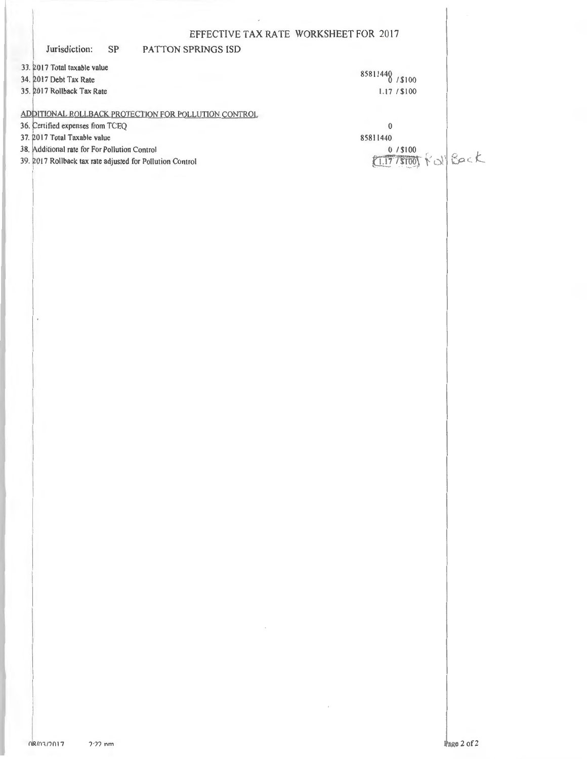# EFFECTIVE TAX RATE WORKSHEET FOR 2017

Jurisdiction: SP PATTON SPRINGS ISD

| | | |
|---|---|---|
| 33. | 2017 Total taxable value | 85811440 |
| 34. | 2017 Debt Tax Rate | 0 /$100 |
| 35. | 2017 Rollback Tax Rate | 1.17 /$100 |

ADDITIONAL ROLLBACK PROTECTION FOR POLLUTION CONTROL

| | | |
|---|---|---|
| 36. | Certified expenses from TCEQ | 0 |
| 37. | 2017 Total Taxable value | 85811440 |
| 38. | Additional rate for For Pollution Control | 0 /$100 |
| 39. | 2017 Rollback tax rate adjusted for Pollution Control | 1.17 /$100 Roll Back |

08/03/2017 2:22 pm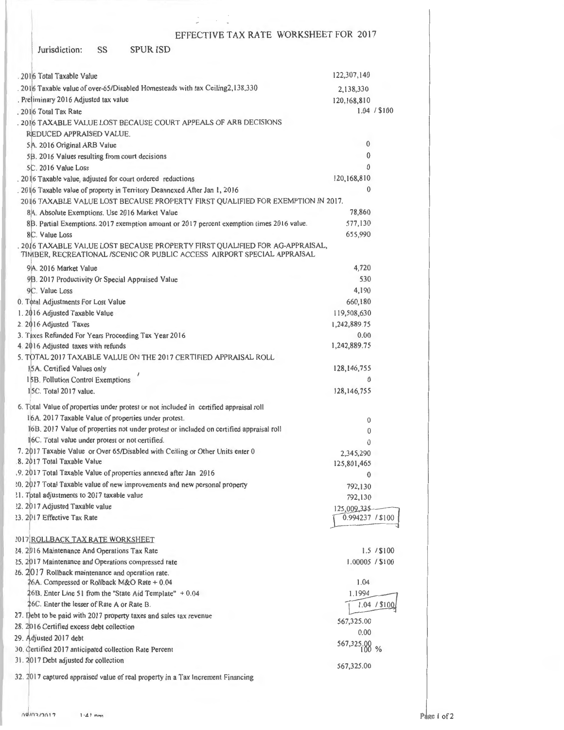# EFFECTIVE TAX RATE WORKSHEET FOR 2017

Jurisdiction: SS SPUR ISD

| | |
|---|---|
| 1. 2016 Total Taxable Value | 122,307,140 |
| 2. 2016 Taxable value of over-65/Disabled Homesteads with tax Ceiling2,138,330 | 2,138,330 |
| 3. Preliminary 2016 Adjusted tax value | 120,168,810 |
| 4. 2016 Total Tax Rate | 1.04 / $100 |
| 5. 2016 TAXABLE VALUE LOST BECAUSE COURT APPEALS OF ARB DECISIONS REDUCED APPRAISED VALUE. | |
| 5A. 2016 Original ARB Value | 0 |
| 5B. 2016 Values resulting from court decisions | 0 |
| 5C. 2016 Value Loss | 0 |
| 6. 2016 Taxable value, adjusted for court ordered reductions | 120,168,810 |
| 7. 2016 Taxable value of property in Territory Deannexed After Jan 1, 2016 | 0 |
| 8. 2016 TAXABLE VALUE LOST BECAUSE PROPERTY FIRST QUALIFIED FOR EXEMPTION IN 2017. | |
| 8A. Absolute Exemptions. Use 2016 Market Value | 78,860 |
| 8B. Partial Exemptions. 2017 exemption amount or 2017 percent exemption times 2016 value. | 577,130 |
| 8C. Value Loss | 655,990 |
| 9. 2016 TAXABLE VALUE LOST BECAUSE PROPERTY FIRST QUALIFIED FOR AG-APPRAISAL, TIMBER, RECREATIONAL /SCENIC OR PUBLIC ACCESS AIRPORT SPECIAL APPRAISAL | |
| 9A. 2016 Market Value | 4,720 |
| 9B. 2017 Productivity Or Special Appraised Value | 530 |
| 9C. Value Loss | 4,190 |
| 10. Total Adjustments For Lost Value | 660,180 |
| 11. 2016 Adjusted Taxable Value | 119,508,630 |
| 12. 2016 Adjusted Taxes | 1,242,889.75 |
| 13. Taxes Refunded For Years Proceeding Tax Year 2016 | 0.00 |
| 14. 2016 Adjusted taxes with refunds | 1,242,889.75 |
| 15. TOTAL 2017 TAXABLE VALUE ON THE 2017 CERTIFIED APPRAISAL ROLL | |
| 15A. Certified Values only | 128,146,755 |
| 15B. Pollution Control Exemptions | 0 |
| 15C. Total 2017 value. | 128,146,755 |
| 16. Total Value of properties under protest or not included in certified appraisal roll | |
| 16A. 2017 Taxable Value of properties under protest. | 0 |
| 16B. 2017 Value of properties not under protest or included on certified appraisal roll | 0 |
| 16C. Total value under protest or not certified. | 0 |
| 17. 2017 Taxable Value or Over 65/Disabled with Ceiling or Other Units enter 0 | 2,345,290 |
| 18. 2017 Total Taxable Value | 125,801,465 |
| 19. 2017 Total Taxable Value of properties annexed after Jan 2016 | 0 |
| 20. 2017 Total Taxable value of new improvements and new personal property | 792,130 |
| 21. Total adjustments to 2017 taxable value | 792,130 |
| 22. 2017 Adjusted Taxable value | 125,009,335 |
| 23. 2017 Effective Tax Rate | 0.994237 / $100 |

## 2017 ROLLBACK TAX RATE WORKSHEET

| | |
|---|---|
| 24. 2016 Maintenance And Operations Tax Rate | 1.5 / $100 |
| 25. 2017 Maintenance and Operations compressed rate | 1.00005 / $100 |
| 26. 2017 Rollback maintenance and operation rate. | |
| 26A. Compressed or Rollback M&O Rate + 0.04 | 1.04 |
| 26B. Enter Line 51 from the "State Aid Template" + 0.04 | 1.1994 |
| 26C. Enter the lesser of Rate A or Rate B. | 1.04 / $100 |
| 27. Debt to be paid with 2017 property taxes and sales tax revenue | 567,325.00 |
| 28. 2016 Certified excess debt collection | 0.00 |
| 29. Adjusted 2017 debt | 567,325.00 |
| 30. Certified 2017 anticipated collection Rate Percent | 100 % |
| 31. 2017 Debt adjusted for collection | 567,325.00 |
| 32. 2017 captured appraised value of real property in a Tax Increment Financing | |

08/03/2017 1:41 pm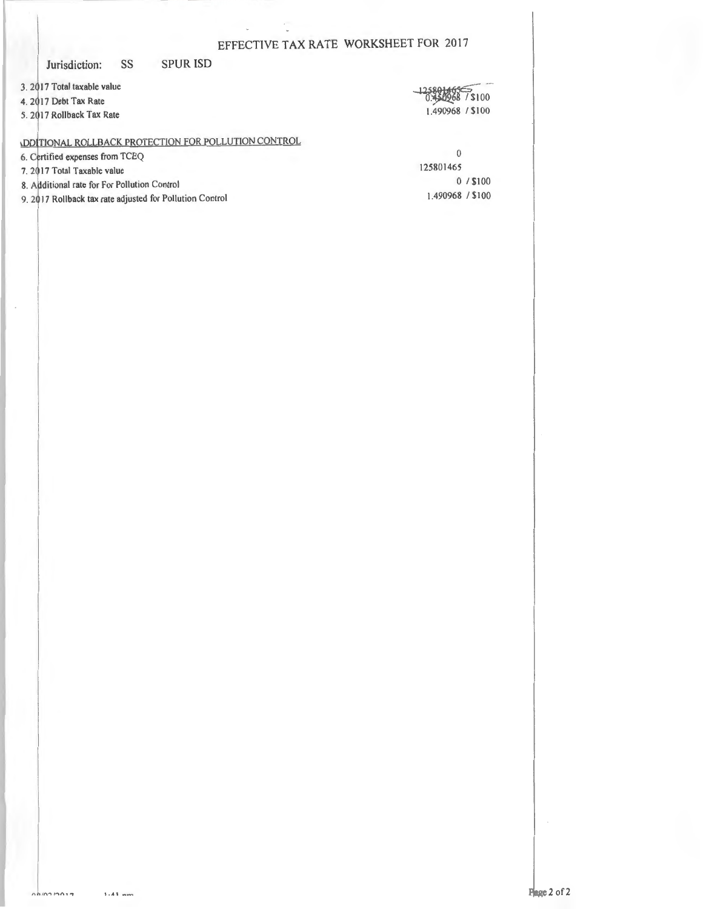# EFFECTIVE TAX RATE WORKSHEET FOR 2017

Jurisdiction: SS SPUR ISD

| | |
|---|---|
| 3. 2017 Total taxable value | 125801465 |
| 4. 2017 Debt Tax Rate | 0.450968 / $100 |
| 5. 2017 Rollback Tax Rate | 1.490968 / $100 |

## ADDITIONAL ROLLBACK PROTECTION FOR POLLUTION CONTROL

| | |
|---|---|
| 6. Certified expenses from TCEQ | 0 |
| 7. 2017 Total Taxable value | 125801465 |
| 8. Additional rate for For Pollution Control | 0 / $100 |
| 9. 2017 Rollback tax rate adjusted for Pollution Control | 1.490968 / $100 |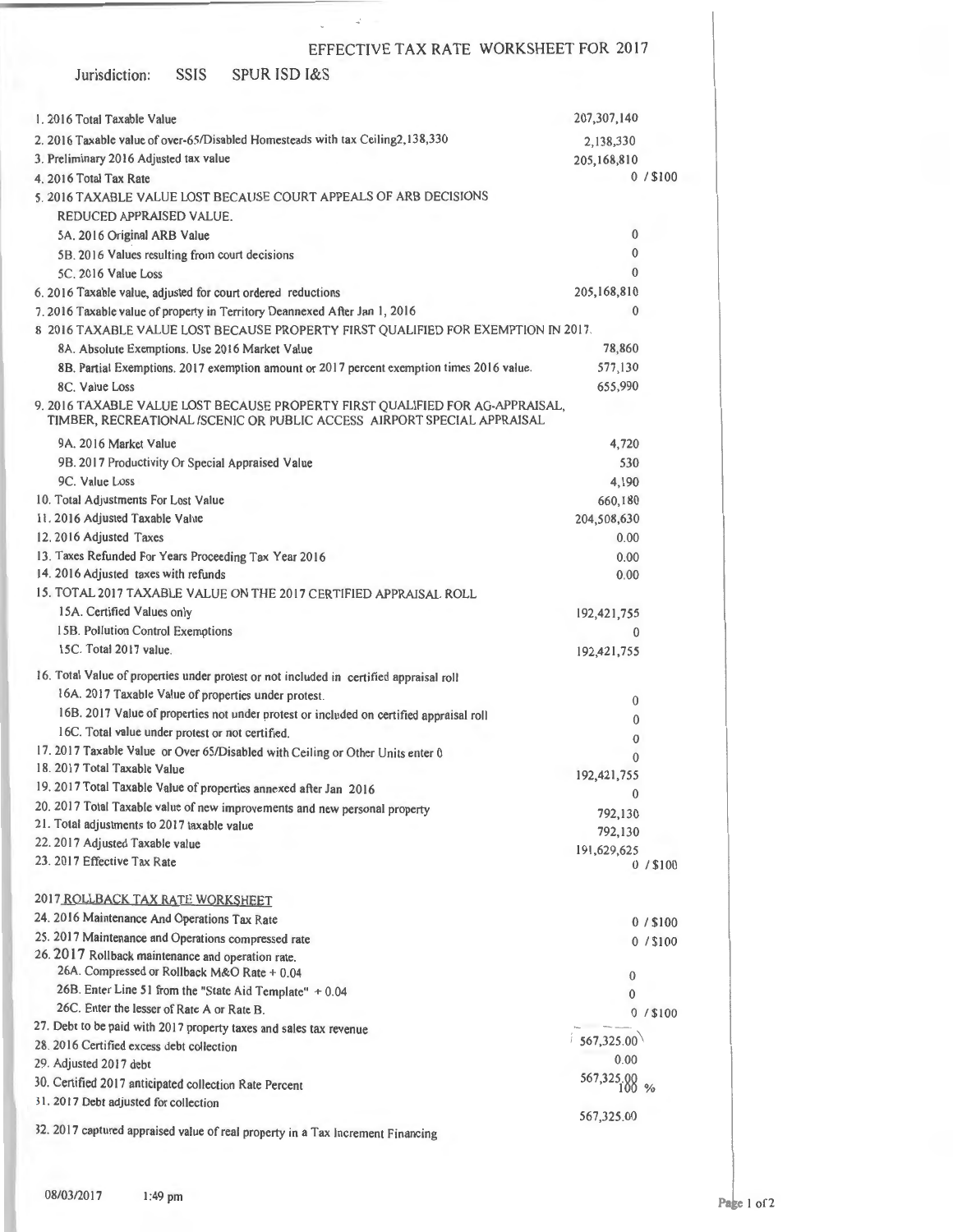# EFFECTIVE TAX RATE WORKSHEET FOR 2017

Jurisdiction: SSIS SPUR ISD I&S

| | |
|---|---|
| 1. 2016 Total Taxable Value | 207,307,140 |
| 2. 2016 Taxable value of over-65/Disabled Homesteads with tax Ceiling2,138,330 | 2,138,330 |
| 3. Preliminary 2016 Adjusted tax value | 205,168,810 |
| 4. 2016 Total Tax Rate | 0 / $100 |
| 5. 2016 TAXABLE VALUE LOST BECAUSE COURT APPEALS OF ARB DECISIONS REDUCED APPRAISED VALUE. | |
| 5A. 2016 Original ARB Value | 0 |
| 5B. 2016 Values resulting from court decisions | 0 |
| 5C. 2016 Value Loss | 0 |
| 6. 2016 Taxable value, adjusted for court ordered reductions | 205,168,810 |
| 7. 2016 Taxable value of property in Territory Deannexed After Jan 1, 2016 | 0 |
| 8 2016 TAXABLE VALUE LOST BECAUSE PROPERTY FIRST QUALIFIED FOR EXEMPTION IN 2017. | |
| 8A. Absolute Exemptions. Use 2016 Market Value | 78,860 |
| 8B. Partial Exemptions. 2017 exemption amount or 2017 percent exemption times 2016 value. | 577,130 |
| 8C. Value Loss | 655,990 |
| 9. 2016 TAXABLE VALUE LOST BECAUSE PROPERTY FIRST QUALIFIED FOR AG-APPRAISAL, TIMBER, RECREATIONAL /SCENIC OR PUBLIC ACCESS AIRPORT SPECIAL APPRAISAL | |
| 9A. 2016 Market Value | 4,720 |
| 9B. 2017 Productivity Or Special Appraised Value | 530 |
| 9C. Value Loss | 4,190 |
| 10. Total Adjustments For Lost Value | 660,180 |
| 11. 2016 Adjusted Taxable Value | 204,508,630 |
| 12. 2016 Adjusted Taxes | 0.00 |
| 13. Taxes Refunded For Years Proceeding Tax Year 2016 | 0.00 |
| 14. 2016 Adjusted taxes with refunds | 0.00 |
| 15. TOTAL 2017 TAXABLE VALUE ON THE 2017 CERTIFIED APPRAISAL ROLL | |
| 15A. Certified Values only | 192,421,755 |
| 15B. Pollution Control Exemptions | 0 |
| 15C. Total 2017 value. | 192,421,755 |
| 16. Total Value of properties under protest or not included in certified appraisal roll | |
| 16A. 2017 Taxable Value of properties under protest. | 0 |
| 16B. 2017 Value of properties not under protest or included on certified appraisal roll | 0 |
| 16C. Total value under protest or not certified. | 0 |
| 17. 2017 Taxable Value or Over 65/Disabled with Ceiling or Other Units enter 0 | 0 |
| 18. 2017 Total Taxable Value | 192,421,755 |
| 19. 2017 Total Taxable Value of properties annexed after Jan 2016 | 0 |
| 20. 2017 Total Taxable value of new improvements and new personal property | 792,130 |
| 21. Total adjustments to 2017 taxable value | 792,130 |
| 22. 2017 Adjusted Taxable value | 191,629,625 |
| 23. 2017 Effective Tax Rate | 0 / $100 |

## 2017 ROLLBACK TAX RATE WORKSHEET

| | |
|---|---|
| 24. 2016 Maintenance And Operations Tax Rate | 0 / $100 |
| 25. 2017 Maintenance and Operations compressed rate | 0 / $100 |
| 26. 2017 Rollback maintenance and operation rate. | |
| 26A. Compressed or Rollback M&O Rate + 0.04 | 0 |
| 26B. Enter Line 51 from the "State Aid Template" + 0.04 | 0 |
| 26C. Enter the lesser of Rate A or Rate B. | 0 / $100 |
| 27. Debt to be paid with 2017 property taxes and sales tax revenue | 567,325.00 |
| 28. 2016 Certified excess debt collection | 0.00 |
| 29. Adjusted 2017 debt | 567,325.00 |
| 30. Certified 2017 anticipated collection Rate Percent | 100 % |
| 31. 2017 Debt adjusted for collection | 567,325.00 |
| 32. 2017 captured appraised value of real property in a Tax Increment Financing | |

08/03/2017 1:49 pm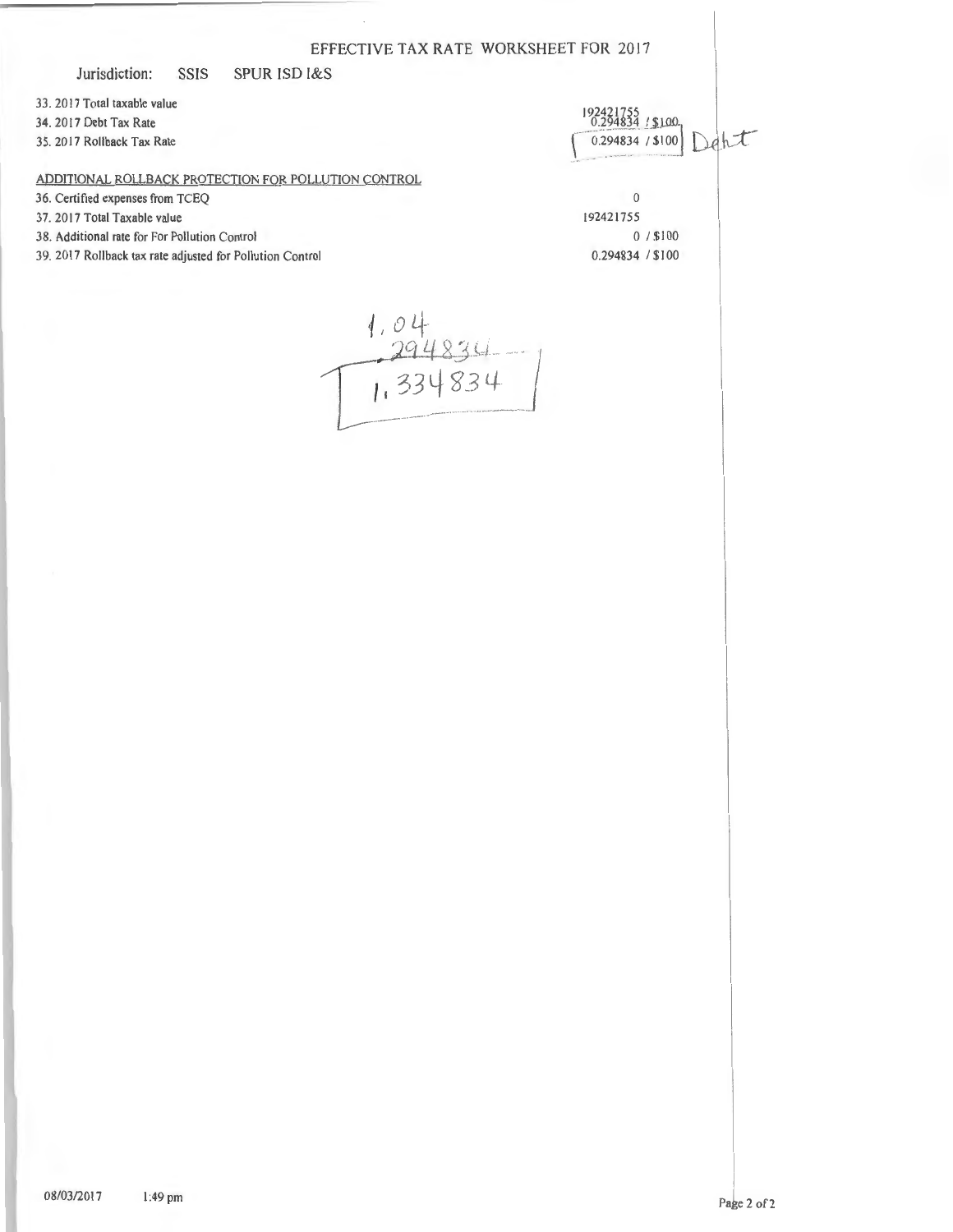# EFFECTIVE TAX RATE WORKSHEET FOR 2017

Jurisdiction: SSIS SPUR ISD I&S

| | |
|---|---|
| 33. 2017 Total taxable value | 192421755 |
| 34. 2017 Debt Tax Rate | 0.294834 / $100 |
| 35. 2017 Rollback Tax Rate | 0.294834 / $100 Debt |

ADDITIONAL ROLLBACK PROTECTION FOR POLLUTION CONTROL

| | |
|---|---|
| 36. Certified expenses from TCEQ | 0 |
| 37. 2017 Total Taxable value | 192421755 |
| 38. Additional rate for For Pollution Control | 0 / $100 |
| 39. 2017 Rollback tax rate adjusted for Pollution Control | 0.294834 / $100 |

1.04
.294834
1.334834

08/03/2017 1:49 pm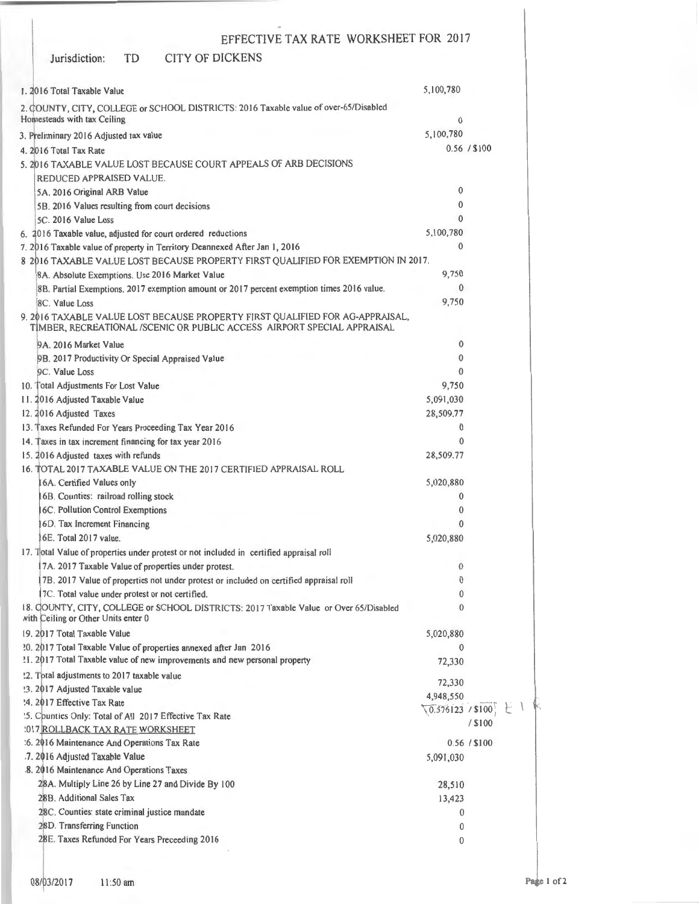# EFFECTIVE TAX RATE WORKSHEET FOR 2017

Jurisdiction: TD CITY OF DICKENS

| | |
|---|---|
| 1. 2016 Total Taxable Value | 5,100,780 |
| 2. COUNTY, CITY, COLLEGE or SCHOOL DISTRICTS: 2016 Taxable value of over-65/Disabled Homesteads with tax Ceiling | 0 |
| 3. Preliminary 2016 Adjusted tax value | 5,100,780 |
| 4. 2016 Total Tax Rate | 0.56 / $100 |
| 5. 2016 TAXABLE VALUE LOST BECAUSE COURT APPEALS OF ARB DECISIONS REDUCED APPRAISED VALUE. | |
| 5A. 2016 Original ARB Value | 0 |
| 5B. 2016 Values resulting from court decisions | 0 |
| 5C. 2016 Value Loss | 0 |
| 6. 2016 Taxable value, adjusted for court ordered reductions | 5,100,780 |
| 7. 2016 Taxable value of property in Territory Deannexed After Jan 1, 2016 | 0 |
| 8 2016 TAXABLE VALUE LOST BECAUSE PROPERTY FIRST QUALIFIED FOR EXEMPTION IN 2017. | |
| 8A. Absolute Exemptions. Use 2016 Market Value | 9,750 |
| 8B. Partial Exemptions. 2017 exemption amount or 2017 percent exemption times 2016 value. | 0 |
| 8C. Value Loss | 9,750 |
| 9. 2016 TAXABLE VALUE LOST BECAUSE PROPERTY FIRST QUALIFIED FOR AG-APPRAISAL, TIMBER, RECREATIONAL /SCENIC OR PUBLIC ACCESS AIRPORT SPECIAL APPRAISAL | |
| 9A. 2016 Market Value | 0 |
| 9B. 2017 Productivity Or Special Appraised Value | 0 |
| 9C. Value Loss | 0 |
| 10. Total Adjustments For Lost Value | 9,750 |
| 11. 2016 Adjusted Taxable Value | 5,091,030 |
| 12. 2016 Adjusted Taxes | 28,509.77 |
| 13. Taxes Refunded For Years Proceeding Tax Year 2016 | 0 |
| 14. Taxes in tax increment financing for tax year 2016 | 0 |
| 15. 2016 Adjusted taxes with refunds | 28,509.77 |
| 16. TOTAL 2017 TAXABLE VALUE ON THE 2017 CERTIFIED APPRAISAL ROLL | |
| 16A. Certified Values only | 5,020,880 |
| 16B. Counties: railroad rolling stock | 0 |
| 16C. Pollution Control Exemptions | 0 |
| 16D. Tax Increment Financing | 0 |
| 16E. Total 2017 value. | 5,020,880 |
| 17. Total Value of properties under protest or not included in certified appraisal roll | |
| 17A. 2017 Taxable Value of properties under protest. | 0 |
| 17B. 2017 Value of properties not under protest or included on certified appraisal roll | 0 |
| 17C. Total value under protest or not certified. | 0 |
| 18. COUNTY, CITY, COLLEGE or SCHOOL DISTRICTS: 2017 Taxable Value or Over 65/Disabled with Ceiling or Other Units enter 0 | 0 |
| 19. 2017 Total Taxable Value | 5,020,880 |
| 20. 2017 Total Taxable Value of properties annexed after Jan 2016 | 0 |
| 21. 2017 Total Taxable value of new improvements and new personal property | 72,330 |
| 22. Total adjustments to 2017 taxable value | 72,330 |
| 23. 2017 Adjusted Taxable value | 4,948,550 |
| 24. 2017 Effective Tax Rate | 0.576123 / $100 |
| 25. Counties Only: Total of All 2017 Effective Tax Rate | / $100 |
| 2017 ROLLBACK TAX RATE WORKSHEET | |
| 26. 2016 Maintenance And Operations Tax Rate | 0.56 / $100 |
| 27. 2016 Adjusted Taxable Value | 5,091,030 |
| 28. 2016 Maintenance And Operations Taxes | |
| 28A. Multiply Line 26 by Line 27 and Divide By 100 | 28,510 |
| 28B. Additional Sales Tax | 13,423 |
| 28C. Counties: state criminal justice mandate | 0 |
| 28D. Transferring Function | 0 |
| 28E. Taxes Refunded For Years Preceeding 2016 | 0 |

08/03/2017 11:50 am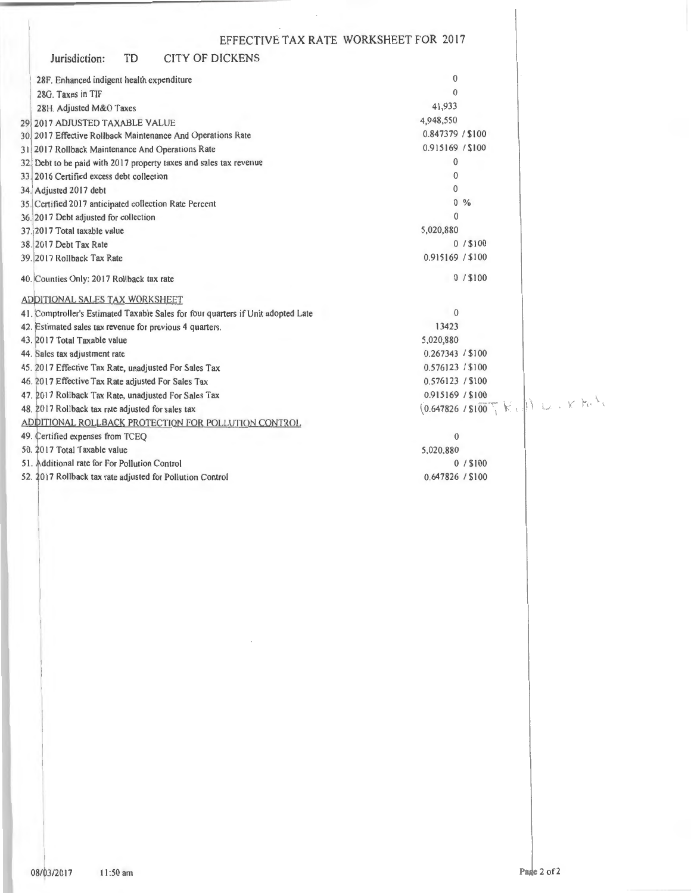# EFFECTIVE TAX RATE WORKSHEET FOR 2017

**Jurisdiction:** TD CITY OF DICKENS

| Line | Description | Value |
|---|---|---|
| | 28F. Enhanced indigent health expenditure | 0 |
| | 28G. Taxes in TIF | 0 |
| | 28H. Adjusted M&O Taxes | 41,933 |
| 29 | 2017 ADJUSTED TAXABLE VALUE | 4,948,550 |
| 30 | 2017 Effective Rollback Maintenance And Operations Rate | 0.847379 / $100 |
| 31 | 2017 Rollback Maintenance And Operations Rate | 0.915169 / $100 |
| 32 | Debt to be paid with 2017 property taxes and sales tax revenue | 0 |
| 33 | 2016 Certified excess debt collection | 0 |
| 34 | Adjusted 2017 debt | 0 |
| 35 | Certified 2017 anticipated collection Rate Percent | 0 % |
| 36 | 2017 Debt adjusted for collection | 0 |
| 37 | 2017 Total taxable value | 5,020,880 |
| 38 | 2017 Debt Tax Rate | 0 / $100 |
| 39 | 2017 Rollback Tax Rate | 0.915169 / $100 |
| 40 | Counties Only: 2017 Rollback tax rate | 0 / $100 |

## ADDITIONAL SALES TAX WORKSHEET

| Line | Description | Value |
|---|---|---|
| 41 | Comptroller's Estimated Taxable Sales for four quarters if Unit adopted Late | 0 |
| 42 | Estimated sales tax revenue for previous 4 quarters. | 13423 |
| 43 | 2017 Total Taxable value | 5,020,880 |
| 44 | Sales tax adjustment rate | 0.267343 / $100 |
| 45 | 2017 Effective Tax Rate, unadjusted For Sales Tax | 0.576123 / $100 |
| 46 | 2017 Effective Tax Rate adjusted For Sales Tax | 0.576123 / $100 |
| 47 | 2017 Rollback Tax Rate, unadjusted For Sales Tax | 0.915169 / $100 |
| 48 | 2017 Rollback tax rate adjusted for sales tax | 0.647826 / $100 |

## ADDITIONAL ROLLBACK PROTECTION FOR POLLUTION CONTROL

| Line | Description | Value |
|---|---|---|
| 49 | Certified expenses from TCEQ | 0 |
| 50 | 2017 Total Taxable value | 5,020,880 |
| 51 | Additional rate for For Pollution Control | 0 / $100 |
| 52 | 2017 Rollback tax rate adjusted for Pollution Control | 0.647826 / $100 |

08/03/2017 11:50 am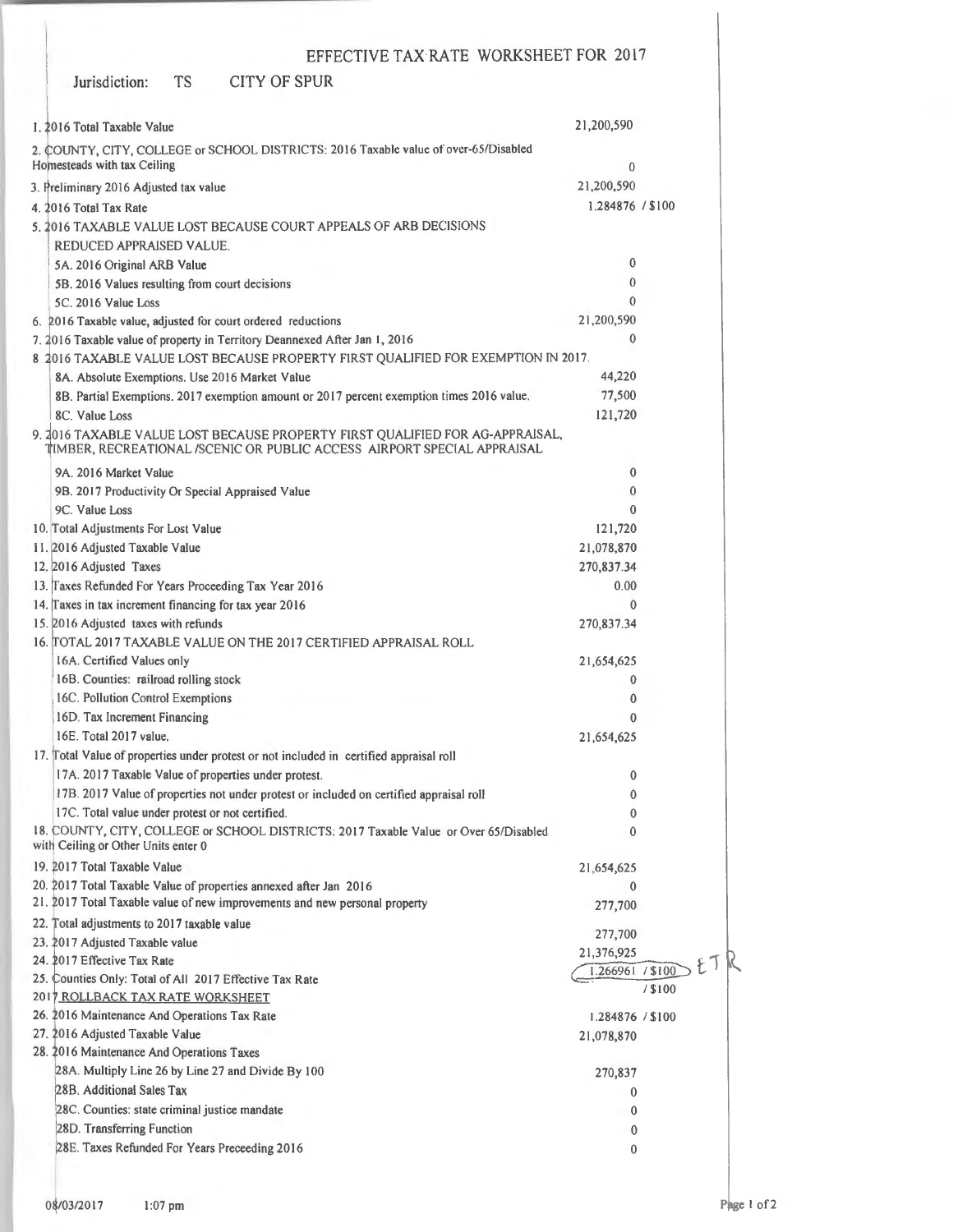# EFFECTIVE TAX RATE WORKSHEET FOR 2017

Jurisdiction: TS CITY OF SPUR

| | |
|---|---|
| 1. 2016 Total Taxable Value | 21,200,590 |
| 2. COUNTY, CITY, COLLEGE or SCHOOL DISTRICTS: 2016 Taxable value of over-65/Disabled Homesteads with tax Ceiling | 0 |
| 3. Preliminary 2016 Adjusted tax value | 21,200,590 |
| 4. 2016 Total Tax Rate | 1.284876 / $100 |
| 5. 2016 TAXABLE VALUE LOST BECAUSE COURT APPEALS OF ARB DECISIONS REDUCED APPRAISED VALUE. | |
| 5A. 2016 Original ARB Value | 0 |
| 5B. 2016 Values resulting from court decisions | 0 |
| 5C. 2016 Value Loss | 0 |
| 6. 2016 Taxable value, adjusted for court ordered reductions | 21,200,590 |
| 7. 2016 Taxable value of property in Territory Deannexed After Jan 1, 2016 | 0 |
| 8 2016 TAXABLE VALUE LOST BECAUSE PROPERTY FIRST QUALIFIED FOR EXEMPTION IN 2017. | |
| 8A. Absolute Exemptions. Use 2016 Market Value | 44,220 |
| 8B. Partial Exemptions. 2017 exemption amount or 2017 percent exemption times 2016 value. | 77,500 |
| 8C. Value Loss | 121,720 |
| 9. 2016 TAXABLE VALUE LOST BECAUSE PROPERTY FIRST QUALIFIED FOR AG-APPRAISAL, TIMBER, RECREATIONAL /SCENIC OR PUBLIC ACCESS AIRPORT SPECIAL APPRAISAL | |
| 9A. 2016 Market Value | 0 |
| 9B. 2017 Productivity Or Special Appraised Value | 0 |
| 9C. Value Loss | 0 |
| 10. Total Adjustments For Lost Value | 121,720 |
| 11. 2016 Adjusted Taxable Value | 21,078,870 |
| 12. 2016 Adjusted Taxes | 270,837.34 |
| 13. Taxes Refunded For Years Proceeding Tax Year 2016 | 0.00 |
| 14. Taxes in tax increment financing for tax year 2016 | 0 |
| 15. 2016 Adjusted taxes with refunds | 270,837.34 |
| 16. TOTAL 2017 TAXABLE VALUE ON THE 2017 CERTIFIED APPRAISAL ROLL | |
| 16A. Certified Values only | 21,654,625 |
| 16B. Counties: railroad rolling stock | 0 |
| 16C. Pollution Control Exemptions | 0 |
| 16D. Tax Increment Financing | 0 |
| 16E. Total 2017 value. | 21,654,625 |
| 17. Total Value of properties under protest or not included in certified appraisal roll | |
| 17A. 2017 Taxable Value of properties under protest. | 0 |
| 17B. 2017 Value of properties not under protest or included on certified appraisal roll | 0 |
| 17C. Total value under protest or not certified. | 0 |
| 18. COUNTY, CITY, COLLEGE or SCHOOL DISTRICTS: 2017 Taxable Value or Over 65/Disabled with Ceiling or Other Units enter 0 | 0 |
| 19. 2017 Total Taxable Value | 21,654,625 |
| 20. 2017 Total Taxable Value of properties annexed after Jan 2016 | 0 |
| 21. 2017 Total Taxable value of new improvements and new personal property | 277,700 |
| 22. Total adjustments to 2017 taxable value | 277,700 |
| 23. 2017 Adjusted Taxable value | 21,376,925 |
| 24. 2017 Effective Tax Rate | 1.266961 / $100 ETR |
| 25. Counties Only: Total of All 2017 Effective Tax Rate | / $100 |

## 2017 ROLLBACK TAX RATE WORKSHEET

| | |
|---|---|
| 26. 2016 Maintenance And Operations Tax Rate | 1.284876 / $100 |
| 27. 2016 Adjusted Taxable Value | 21,078,870 |
| 28. 2016 Maintenance And Operations Taxes | |
| 28A. Multiply Line 26 by Line 27 and Divide By 100 | 270,837 |
| 28B. Additional Sales Tax | 0 |
| 28C. Counties: state criminal justice mandate | 0 |
| 28D. Transferring Function | 0 |
| 28E. Taxes Refunded For Years Preceeding 2016 | 0 |

08/03/2017 1:07 pm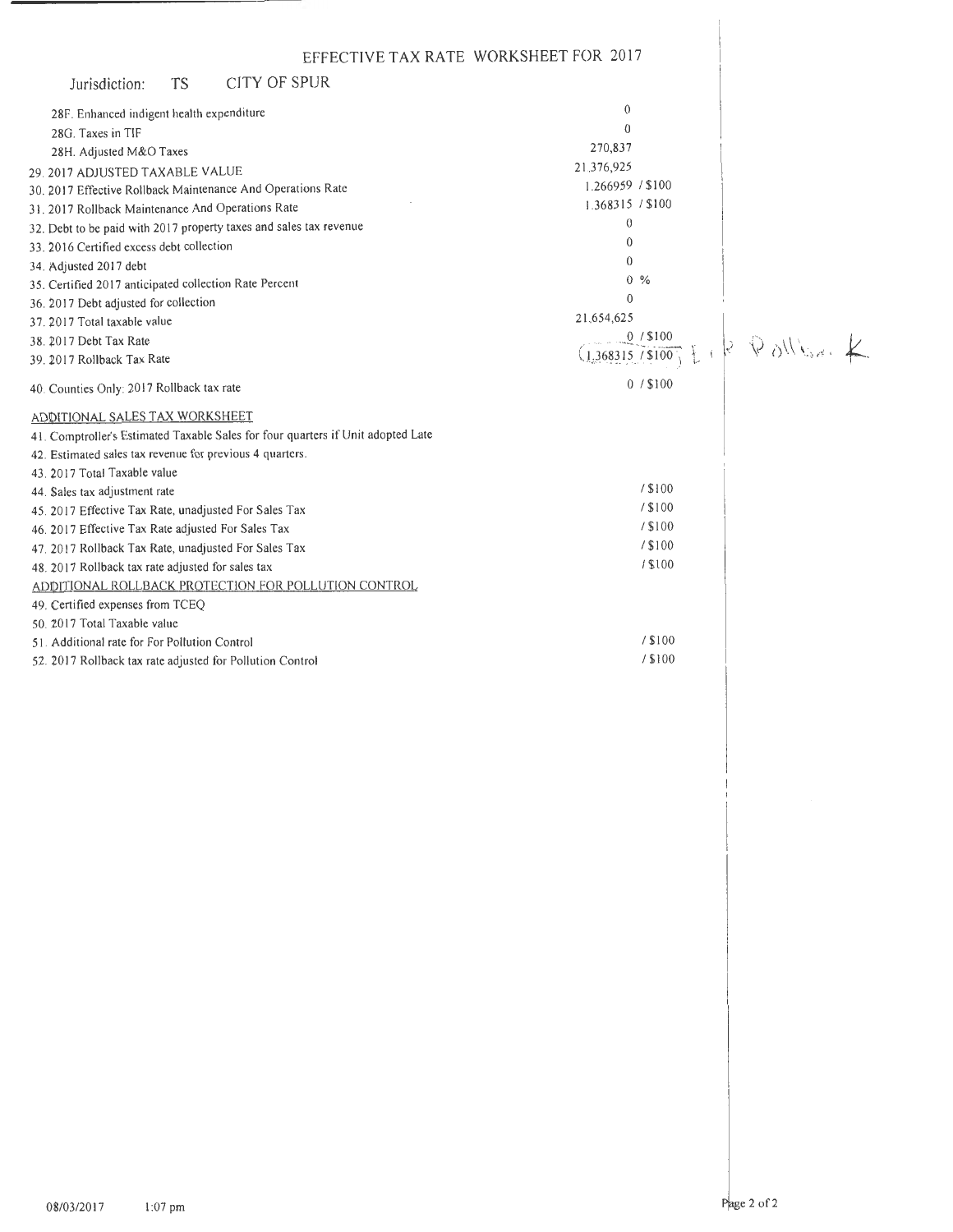# EFFECTIVE TAX RATE WORKSHEET FOR 2017

Jurisdiction: TS CITY OF SPUR

| | |
|---|---|
| 28F. Enhanced indigent health expenditure | 0 |
| 28G. Taxes in TIF | 0 |
| 28H. Adjusted M&O Taxes | 270,837 |
| 29. 2017 ADJUSTED TAXABLE VALUE | 21,376,925 |
| 30. 2017 Effective Rollback Maintenance And Operations Rate | 1.266959 / $100 |
| 31. 2017 Rollback Maintenance And Operations Rate | 1.368315 / $100 |
| 32. Debt to be paid with 2017 property taxes and sales tax revenue | 0 |
| 33. 2016 Certified excess debt collection | 0 |
| 34. Adjusted 2017 debt | 0 |
| 35. Certified 2017 anticipated collection Rate Percent | 0 % |
| 36. 2017 Debt adjusted for collection | 0 |
| 37. 2017 Total taxable value | 21,654,625 |
| 38. 2017 Debt Tax Rate | 0 / $100 |
| 39. 2017 Rollback Tax Rate | 1.368315 / $100 (handwritten: E R Rollback) |
| 40. Counties Only: 2017 Rollback tax rate | 0 / $100 |

## ADDITIONAL SALES TAX WORKSHEET

| | |
|---|---|
| 41. Comptroller's Estimated Taxable Sales for four quarters if Unit adopted Late | |
| 42. Estimated sales tax revenue for previous 4 quarters. | |
| 43. 2017 Total Taxable value | |
| 44. Sales tax adjustment rate | / $100 |
| 45. 2017 Effective Tax Rate, unadjusted For Sales Tax | / $100 |
| 46. 2017 Effective Tax Rate adjusted For Sales Tax | / $100 |
| 47. 2017 Rollback Tax Rate, unadjusted For Sales Tax | / $100 |
| 48. 2017 Rollback tax rate adjusted for sales tax | / $100 |

## ADDITIONAL ROLLBACK PROTECTION FOR POLLUTION CONTROL

| | |
|---|---|
| 49. Certified expenses from TCEQ | |
| 50. 2017 Total Taxable value | |
| 51. Additional rate for For Pollution Control | / $100 |
| 52. 2017 Rollback tax rate adjusted for Pollution Control | / $100 |

08/03/2017 1:07 pm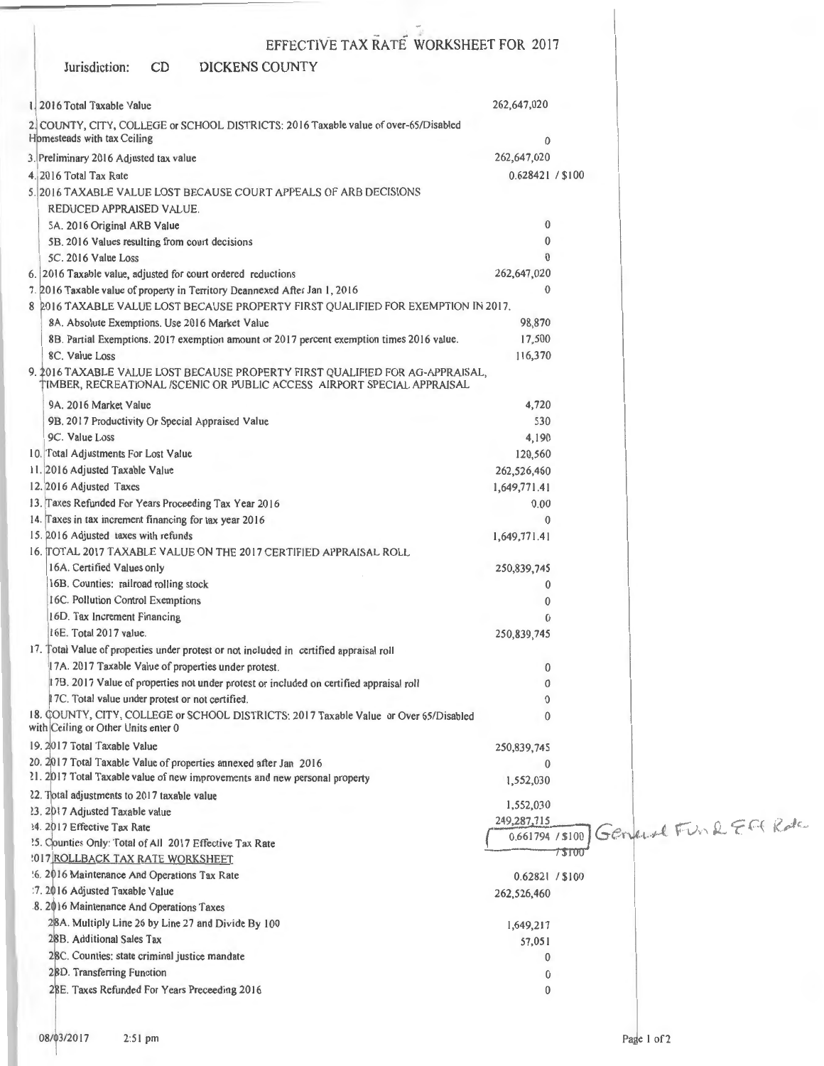# EFFECTIVE TAX RATE WORKSHEET FOR 2017

Jurisdiction: CD DICKENS COUNTY

| | |
|---|---|
| 1. 2016 Total Taxable Value | 262,647,020 |
| 2. COUNTY, CITY, COLLEGE or SCHOOL DISTRICTS: 2016 Taxable value of over-65/Disabled Homesteads with tax Ceiling | 0 |
| 3. Preliminary 2016 Adjusted tax value | 262,647,020 |
| 4. 2016 Total Tax Rate | 0.628421 / $100 |
| 5. 2016 TAXABLE VALUE LOST BECAUSE COURT APPEALS OF ARB DECISIONS REDUCED APPRAISED VALUE. | |
| 5A. 2016 Original ARB Value | 0 |
| 5B. 2016 Values resulting from court decisions | 0 |
| 5C. 2016 Value Loss | 0 |
| 6. 2016 Taxable value, adjusted for court ordered reductions | 262,647,020 |
| 7. 2016 Taxable value of property in Territory Deannexed After Jan 1, 2016 | 0 |
| 8. 2016 TAXABLE VALUE LOST BECAUSE PROPERTY FIRST QUALIFIED FOR EXEMPTION IN 2017. | |
| 8A. Absolute Exemptions. Use 2016 Market Value | 98,870 |
| 8B. Partial Exemptions. 2017 exemption amount or 2017 percent exemption times 2016 value. | 17,500 |
| 8C. Value Loss | 116,370 |
| 9. 2016 TAXABLE VALUE LOST BECAUSE PROPERTY FIRST QUALIFIED FOR AG-APPRAISAL, TIMBER, RECREATIONAL /SCENIC OR PUBLIC ACCESS AIRPORT SPECIAL APPRAISAL | |
| 9A. 2016 Market Value | 4,720 |
| 9B. 2017 Productivity Or Special Appraised Value | 530 |
| 9C. Value Loss | 4,190 |
| 10. Total Adjustments For Lost Value | 120,560 |
| 11. 2016 Adjusted Taxable Value | 262,526,460 |
| 12. 2016 Adjusted Taxes | 1,649,771.41 |
| 13. Taxes Refunded For Years Proceeding Tax Year 2016 | 0.00 |
| 14. Taxes in tax increment financing for tax year 2016 | 0 |
| 15. 2016 Adjusted taxes with refunds | 1,649,771.41 |
| 16. TOTAL 2017 TAXABLE VALUE ON THE 2017 CERTIFIED APPRAISAL ROLL | |
| 16A. Certified Values only | 250,839,745 |
| 16B. Counties: railroad rolling stock | 0 |
| 16C. Pollution Control Exemptions | 0 |
| 16D. Tax Increment Financing | 0 |
| 16E. Total 2017 value. | 250,839,745 |
| 17. Total Value of properties under protest or not included in certified appraisal roll | |
| 17A. 2017 Taxable Value of properties under protest. | 0 |
| 17B. 2017 Value of properties not under protest or included on certified appraisal roll | 0 |
| 17C. Total value under protest or not certified. | 0 |
| 18. COUNTY, CITY, COLLEGE or SCHOOL DISTRICTS: 2017 Taxable Value or Over 65/Disabled with Ceiling or Other Units enter 0 | 0 |
| 19. 2017 Total Taxable Value | 250,839,745 |
| 20. 2017 Total Taxable Value of properties annexed after Jan 2016 | 0 |
| 21. 2017 Total Taxable value of new improvements and new personal property | 1,552,030 |
| 22. Total adjustments to 2017 taxable value | 1,552,030 |
| 23. 2017 Adjusted Taxable value | 249,287,715 |
| 24. 2017 Effective Tax Rate | 0.661794 / $100 General Fund Eff Rate |
| 25. Counties Only: Total of All 2017 Effective Tax Rate | / $100 |
| **2017 ROLLBACK TAX RATE WORKSHEET** | |
| 26. 2016 Maintenance And Operations Tax Rate | 0.62821 / $100 |
| 27. 2016 Adjusted Taxable Value | 262,526,460 |
| 28. 2016 Maintenance And Operations Taxes | |
| 28A. Multiply Line 26 by Line 27 and Divide By 100 | 1,649,217 |
| 28B. Additional Sales Tax | 57,051 |
| 28C. Counties: state criminal justice mandate | 0 |
| 28D. Transferring Function | 0 |
| 28E. Taxes Refunded For Years Preceeding 2016 | 0 |

08/03/2017 2:51 pm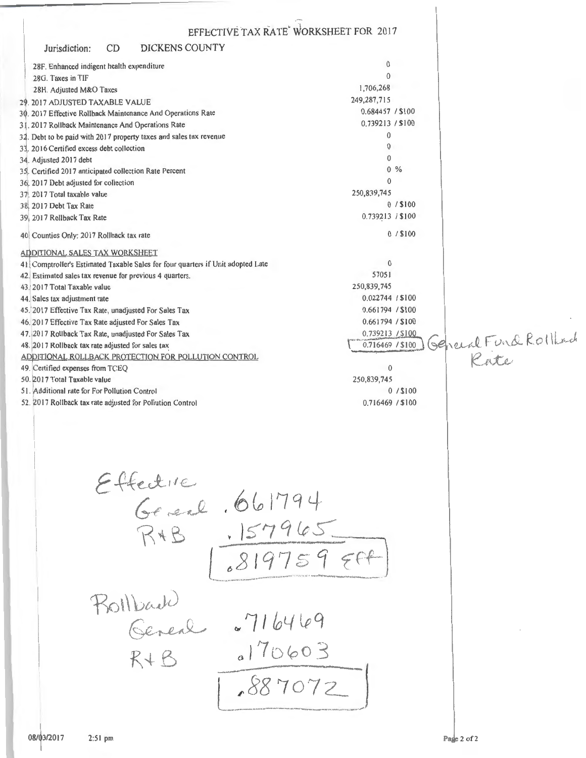# EFFECTIVE TAX RATE WORKSHEET FOR 2017

**Jurisdiction:** CD DICKENS COUNTY

| Item | Value |
|---|---|
| 28F. Enhanced indigent health expenditure | 0 |
| 28G. Taxes in TIF | 0 |
| 28H. Adjusted M&O Taxes | 1,706,268 |
| 29. 2017 ADJUSTED TAXABLE VALUE | 249,287,715 |
| 30. 2017 Effective Rollback Maintenance And Operations Rate | 0.684457 / $100 |
| 31. 2017 Rollback Maintenance And Operations Rate | 0.739213 / $100 |
| 32. Debt to be paid with 2017 property taxes and sales tax revenue | 0 |
| 33. 2016 Certified excess debt collection | 0 |
| 34. Adjusted 2017 debt | 0 |
| 35. Certified 2017 anticipated collection Rate Percent | 0 % |
| 36. 2017 Debt adjusted for collection | 0 |
| 37. 2017 Total taxable value | 250,839,745 |
| 38. 2017 Debt Tax Rate | 0 / $100 |
| 39. 2017 Rollback Tax Rate | 0.739213 / $100 |
| 40. Counties Only: 2017 Rollback tax rate | 0 / $100 |

## ADDITIONAL SALES TAX WORKSHEET

| Item | Value |
|---|---|
| 41. Comptroller's Estimated Taxable Sales for four quarters if Unit adopted Late | 0 |
| 42. Estimated sales tax revenue for previous 4 quarters. | 57051 |
| 43. 2017 Total Taxable value | 250,839,745 |
| 44. Sales tax adjustment rate | 0.022744 / $100 |
| 45. 2017 Effective Tax Rate, unadjusted For Sales Tax | 0.661794 / $100 |
| 46. 2017 Effective Tax Rate adjusted For Sales Tax | 0.661794 / $100 |
| 47. 2017 Rollback Tax Rate, unadjusted For Sales Tax | 0.739213 / $100 |
| 48. 2017 Rollback tax rate adjusted for sales tax | 0.716469 / $100 (General Fund Rollback Rate) |

## ADDITIONAL ROLLBACK PROTECTION FOR POLLUTION CONTROL

| Item | Value |
|---|---|
| 49. Certified expenses from TCEQ | 0 |
| 50. 2017 Total Taxable value | 250,839,745 |
| 51. Additional rate for For Pollution Control | 0 / $100 |
| 52. 2017 Rollback tax rate adjusted for Pollution Control | 0.716469 / $100 |

Effective
General .661794
R+B .157965
.819759 Eff

Rollback
General .716469
R+B .170603
.887072

08/03/2017 2:51 pm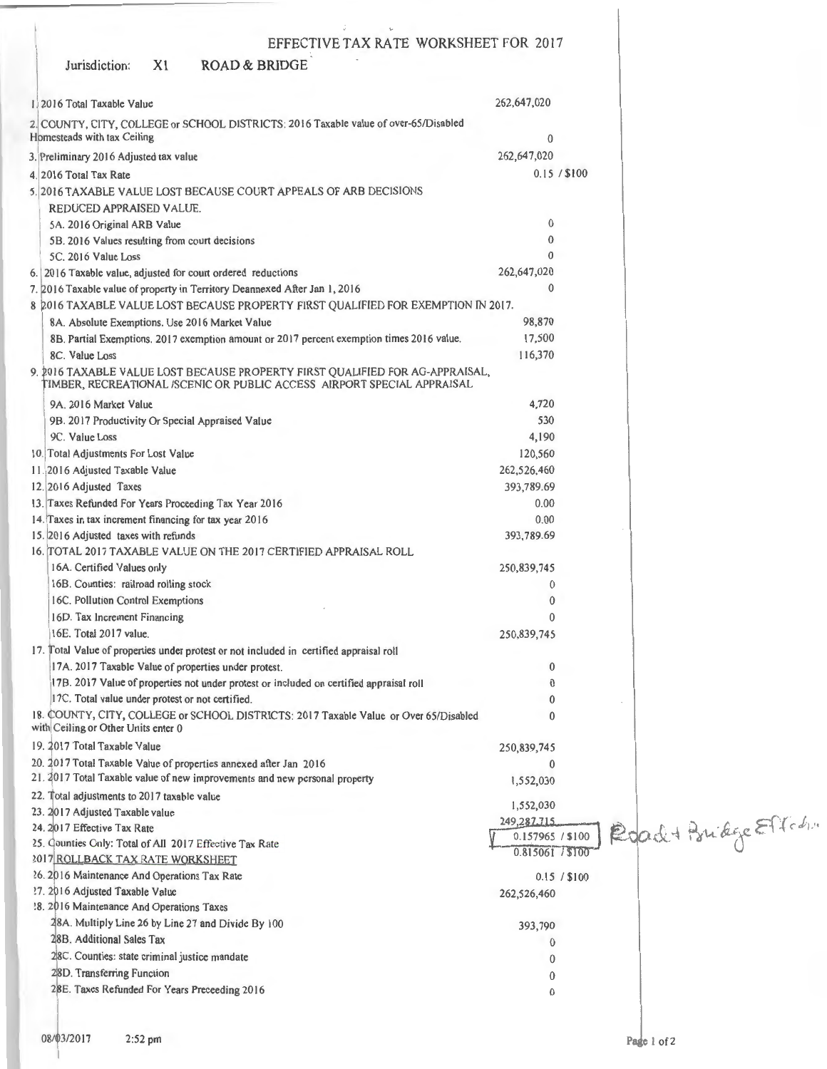# EFFECTIVE TAX RATE WORKSHEET FOR 2017

Jurisdiction: X1 ROAD & BRIDGE

| | |
|---|---|
| 1. 2016 Total Taxable Value | 262,647,020 |
| 2. COUNTY, CITY, COLLEGE or SCHOOL DISTRICTS: 2016 Taxable value of over-65/Disabled Homesteads with tax Ceiling | 0 |
| 3. Preliminary 2016 Adjusted tax value | 262,647,020 |
| 4. 2016 Total Tax Rate | 0.15 / $100 |
| 5. 2016 TAXABLE VALUE LOST BECAUSE COURT APPEALS OF ARB DECISIONS REDUCED APPRAISED VALUE. | |
| 5A. 2016 Original ARB Value | 0 |
| 5B. 2016 Values resulting from court decisions | 0 |
| 5C. 2016 Value Loss | 0 |
| 6. 2016 Taxable value, adjusted for court ordered reductions | 262,647,020 |
| 7. 2016 Taxable value of property in Territory Deannexed After Jan 1, 2016 | 0 |
| 8. 2016 TAXABLE VALUE LOST BECAUSE PROPERTY FIRST QUALIFIED FOR EXEMPTION IN 2017. | |
| 8A. Absolute Exemptions. Use 2016 Market Value | 98,870 |
| 8B. Partial Exemptions. 2017 exemption amount or 2017 percent exemption times 2016 value. | 17,500 |
| 8C. Value Loss | 116,370 |
| 9. 2016 TAXABLE VALUE LOST BECAUSE PROPERTY FIRST QUALIFIED FOR AG-APPRAISAL, TIMBER, RECREATIONAL /SCENIC OR PUBLIC ACCESS AIRPORT SPECIAL APPRAISAL | |
| 9A. 2016 Market Value | 4,720 |
| 9B. 2017 Productivity Or Special Appraised Value | 530 |
| 9C. Value Loss | 4,190 |
| 10. Total Adjustments For Lost Value | 120,560 |
| 11. 2016 Adjusted Taxable Value | 262,526,460 |
| 12. 2016 Adjusted Taxes | 393,789.69 |
| 13. Taxes Refunded For Years Proceeding Tax Year 2016 | 0.00 |
| 14. Taxes in tax increment financing for tax year 2016 | 0.00 |
| 15. 2016 Adjusted taxes with refunds | 393,789.69 |
| 16. TOTAL 2017 TAXABLE VALUE ON THE 2017 CERTIFIED APPRAISAL ROLL | |
| 16A. Certified Values only | 250,839,745 |
| 16B. Counties: railroad rolling stock | 0 |
| 16C. Pollution Control Exemptions | 0 |
| 16D. Tax Increment Financing | 0 |
| 16E. Total 2017 value. | 250,839,745 |
| 17. Total Value of properties under protest or not included in certified appraisal roll | |
| 17A. 2017 Taxable Value of properties under protest. | 0 |
| 17B. 2017 Value of properties not under protest or included on certified appraisal roll | 0 |
| 17C. Total value under protest or not certified. | 0 |
| 18. COUNTY, CITY, COLLEGE or SCHOOL DISTRICTS: 2017 Taxable Value or Over 65/Disabled with Ceiling or Other Units enter 0 | 0 |
| 19. 2017 Total Taxable Value | 250,839,745 |
| 20. 2017 Total Taxable Value of properties annexed after Jan 2016 | 0 |
| 21. 2017 Total Taxable value of new improvements and new personal property | 1,552,030 |
| 22. Total adjustments to 2017 taxable value | 1,552,030 |
| 23. 2017 Adjusted Taxable value | 249,287,715 |
| 24. 2017 Effective Tax Rate | 0.157965 / $100 |
| 25. Counties Only: Total of All 2017 Effective Tax Rate | 0.815061 / $100 |

Road + Bridge Effective

## 2017 ROLLBACK TAX RATE WORKSHEET

| | |
|---|---|
| 26. 2016 Maintenance And Operations Tax Rate | 0.15 / $100 |
| 27. 2016 Adjusted Taxable Value | 262,526,460 |
| 28. 2016 Maintenance And Operations Taxes | |
| 28A. Multiply Line 26 by Line 27 and Divide By 100 | 393,790 |
| 28B. Additional Sales Tax | 0 |
| 28C. Counties: state criminal justice mandate | 0 |
| 28D. Transferring Function | 0 |
| 28E. Taxes Refunded For Years Preceeding 2016 | 0 |

08/03/2017 2:52 pm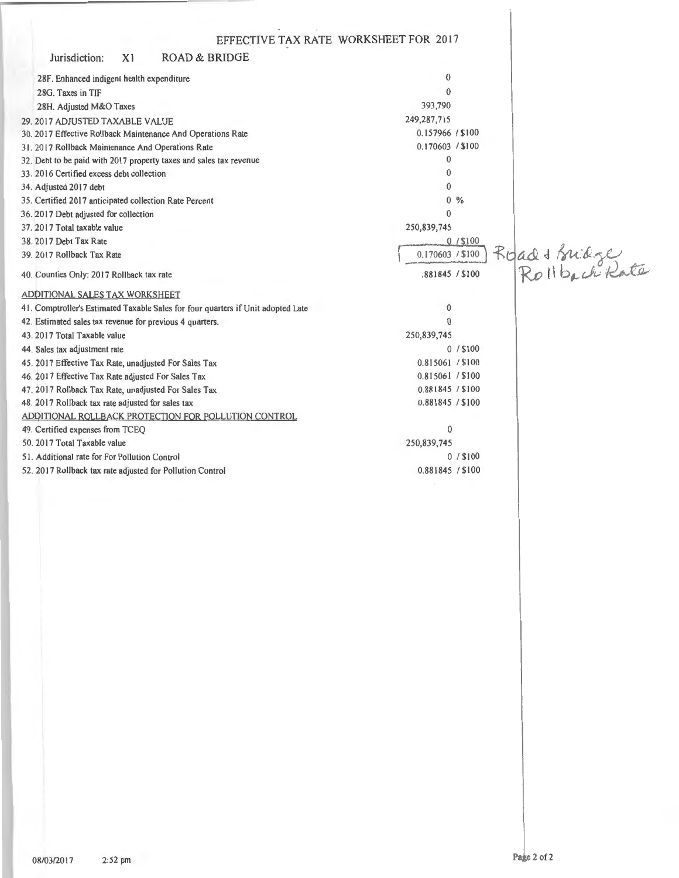# EFFECTIVE TAX RATE WORKSHEET FOR 2017

Jurisdiction: X1 ROAD & BRIDGE

| | |
|---|---|
| 28F. Enhanced indigent health expenditure | 0 |
| 28G. Taxes in TIF | 0 |
| 28H. Adjusted M&O Taxes | 393,790 |
| 29. 2017 ADJUSTED TAXABLE VALUE | 249,287,715 |
| 30. 2017 Effective Rollback Maintenance And Operations Rate | 0.157966 / $100 |
| 31. 2017 Rollback Maintenance And Operations Rate | 0.170603 / $100 |
| 32. Debt to be paid with 2017 property taxes and sales tax revenue | 0 |
| 33. 2016 Certified excess debt collection | 0 |
| 34. Adjusted 2017 debt | 0 |
| 35. Certified 2017 anticipated collection Rate Percent | 0 % |
| 36. 2017 Debt adjusted for collection | 0 |
| 37. 2017 Total taxable value | 250,839,745 |
| 38. 2017 Debt Tax Rate | 0 / $100 |
| 39. 2017 Rollback Tax Rate | 0.170603 / $100 |
| 40. Counties Only: 2017 Rollback tax rate | .881845 / $100 |

Road & Bridge Rollback Rate

## ADDITIONAL SALES TAX WORKSHEET

| | |
|---|---|
| 41. Comptroller's Estimated Taxable Sales for four quarters if Unit adopted Late | 0 |
| 42. Estimated sales tax revenue for previous 4 quarters. | 0 |
| 43. 2017 Total Taxable value | 250,839,745 |
| 44. Sales tax adjustment rate | 0 / $100 |
| 45. 2017 Effective Tax Rate, unadjusted For Sales Tax | 0.815061 / $100 |
| 46. 2017 Effective Tax Rate adjusted For Sales Tax | 0.815061 / $100 |
| 47. 2017 Rollback Tax Rate, unadjusted For Sales Tax | 0.881845 / $100 |
| 48. 2017 Rollback tax rate adjusted for sales tax | 0.881845 / $100 |

## ADDITIONAL ROLLBACK PROTECTION FOR POLLUTION CONTROL

| | |
|---|---|
| 49. Certified expenses from TCEQ | 0 |
| 50. 2017 Total Taxable value | 250,839,745 |
| 51. Additional rate for For Pollution Control | 0 / $100 |
| 52. 2017 Rollback tax rate adjusted for Pollution Control | 0.881845 / $100 |

08/03/2017 2:52 pm